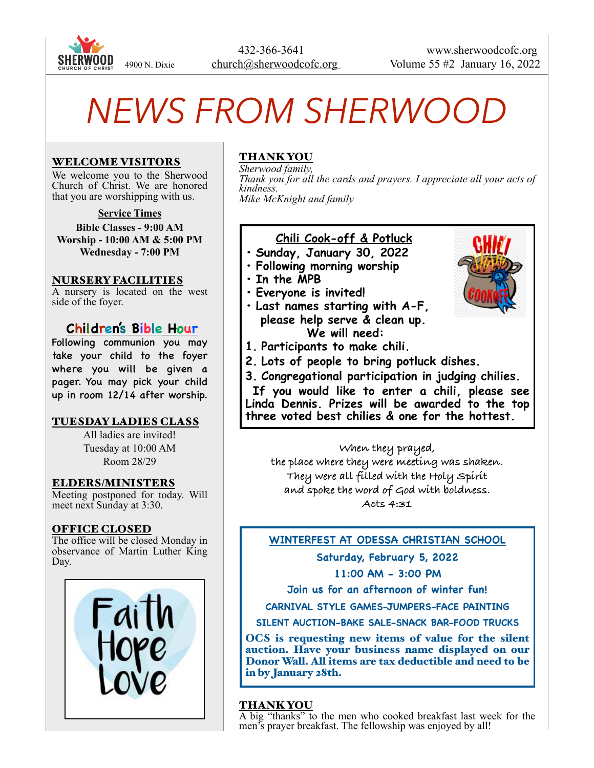SHERWOOD CHURCH OF CHRIST 4900 N. Dixie | 432-366-3641 church@sherwoodcofc.org | www.sherwoodcofc.org Volume 55 #2 January 16, 2022

# NEWS FROM SHERWOOD

## WELCOME VISITORS

We welcome you to the Sherwood Church of Christ. We are honored that you are worshipping with us.

**Service Times**

**Bible Classes - 9:00 AM**
**Worship - 10:00 AM & 5:00 PM**
**Wednesday - 7:00 PM**

## NURSERY FACILITIES

A nursery is located on the west side of the foyer.

## Children's Bible Hour

Following communion you may take your child to the foyer where you will be given a pager. You may pick your child up in room 12/14 after worship.

## TUESDAY LADIES CLASS

All ladies are invited!
Tuesday at 10:00 AM
Room 28/29

## ELDERS/MINISTERS

Meeting postponed for today. Will meet next Sunday at 3:30.

## OFFICE CLOSED

The office will be closed Monday in observance of Martin Luther King Day.

Faith Hope Love

## THANK YOU

*Sherwood family,*
*Thank you for all the cards and prayers. I appreciate all your acts of kindness.*
*Mike McKnight and family*

## Chili Cook-off & Potluck

- Sunday, January 30, 2022
- Following morning worship
- In the MPB
- Everyone is invited!
- Last names starting with A-F, please help serve & clean up.

We will need:

1. Participants to make chili.
2. Lots of people to bring potluck dishes.
3. Congregational participation in judging chilies.

If you would like to enter a chili, please see Linda Dennis. Prizes will be awarded to the top three voted best chilies & one for the hottest.

When they prayed,
the place where they were meeting was shaken.
They were all filled with the Holy Spirit
and spoke the word of God with boldness.
Acts 4:31

## WINTERFEST AT ODESSA CHRISTIAN SCHOOL

**Saturday, February 5, 2022**
**11:00 AM - 3:00 PM**
**Join us for an afternoon of winter fun!**

CARNIVAL STYLE GAMES-JUMPERS-FACE PAINTING
SILENT AUCTION-BAKE SALE-SNACK BAR-FOOD TRUCKS

**OCS is requesting new items of value for the silent auction. Have your business name displayed on our Donor Wall. All items are tax deductible and need to be in by January 28th.**

## THANK YOU

A big "thanks" to the men who cooked breakfast last week for the men's prayer breakfast. The fellowship was enjoyed by all!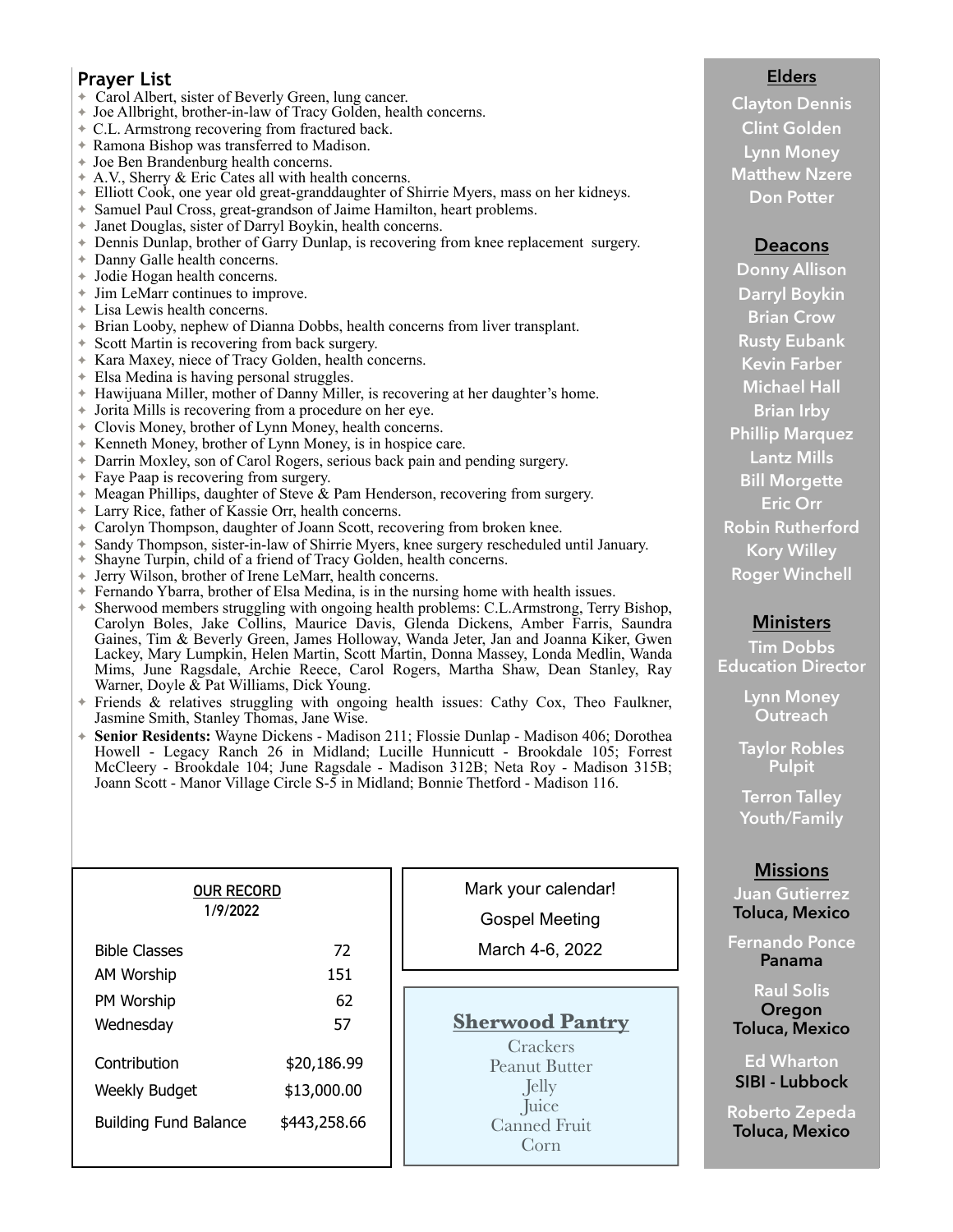## Prayer List

- Carol Albert, sister of Beverly Green, lung cancer.
- Joe Allbright, brother-in-law of Tracy Golden, health concerns.
- C.L. Armstrong recovering from fractured back.
- Ramona Bishop was transferred to Madison.
- Joe Ben Brandenburg health concerns.
- A.V., Sherry & Eric Cates all with health concerns.
- Elliott Cook, one year old great-granddaughter of Shirrie Myers, mass on her kidneys.
- Samuel Paul Cross, great-grandson of Jaime Hamilton, heart problems.
- Janet Douglas, sister of Darryl Boykin, health concerns.
- Dennis Dunlap, brother of Garry Dunlap, is recovering from knee replacement surgery.
- Danny Galle health concerns.
- Jodie Hogan health concerns.
- Jim LeMarr continues to improve.
- Lisa Lewis health concerns.
- Brian Looby, nephew of Dianna Dobbs, health concerns from liver transplant.
- Scott Martin is recovering from back surgery.
- Kara Maxey, niece of Tracy Golden, health concerns.
- Elsa Medina is having personal struggles.
- Hawijuana Miller, mother of Danny Miller, is recovering at her daughter's home.
- Jorita Mills is recovering from a procedure on her eye.
- Clovis Money, brother of Lynn Money, health concerns.
- Kenneth Money, brother of Lynn Money, is in hospice care.
- Darrin Moxley, son of Carol Rogers, serious back pain and pending surgery.
- Faye Paap is recovering from surgery.
- Meagan Phillips, daughter of Steve & Pam Henderson, recovering from surgery.
- Larry Rice, father of Kassie Orr, health concerns.
- Carolyn Thompson, daughter of Joann Scott, recovering from broken knee.
- Sandy Thompson, sister-in-law of Shirrie Myers, knee surgery rescheduled until January.
- Shayne Turpin, child of a friend of Tracy Golden, health concerns.
- Jerry Wilson, brother of Irene LeMarr, health concerns.
- Fernando Ybarra, brother of Elsa Medina, is in the nursing home with health issues.
- Sherwood members struggling with ongoing health problems: C.L.Armstrong, Terry Bishop, Carolyn Boles, Jake Collins, Maurice Davis, Glenda Dickens, Amber Farris, Saundra Gaines, Tim & Beverly Green, James Holloway, Wanda Jeter, Jan and Joanna Kiker, Gwen Lackey, Mary Lumpkin, Helen Martin, Scott Martin, Donna Massey, Londa Medlin, Wanda Mims, June Ragsdale, Archie Reece, Carol Rogers, Martha Shaw, Dean Stanley, Ray Warner, Doyle & Pat Williams, Dick Young.
- Friends & relatives struggling with ongoing health issues: Cathy Cox, Theo Faulkner, Jasmine Smith, Stanley Thomas, Jane Wise.
- **Senior Residents:** Wayne Dickens - Madison 211; Flossie Dunlap - Madison 406; Dorothea Howell - Legacy Ranch 26 in Midland; Lucille Hunnicutt - Brookdale 105; Forrest McCleery - Brookdale 104; June Ragsdale - Madison 312B; Neta Roy - Madison 315B; Joann Scott - Manor Village Circle S-5 in Midland; Bonnie Thetford - Madison 116.

### OUR RECORD
1/9/2022

| | |
|---|---|
| Bible Classes | 72 |
| AM Worship | 151 |
| PM Worship | 62 |
| Wednesday | 57 |
| Contribution | $20,186.99 |
| Weekly Budget | $13,000.00 |
| Building Fund Balance | $443,258.66 |

Mark your calendar!

Gospel Meeting

March 4-6, 2022

### Sherwood Pantry

Crackers
Peanut Butter
Jelly
Juice
Canned Fruit
Corn

### Elders

Clayton Dennis
Clint Golden
Lynn Money
Matthew Nzere
Don Potter

### Deacons

Donny Allison
Darryl Boykin
Brian Crow
Rusty Eubank
Kevin Farber
Michael Hall
Brian Irby
Phillip Marquez
Lantz Mills
Bill Morgette
Eric Orr
Robin Rutherford
Kory Willey
Roger Winchell

### Ministers

Tim Dobbs
Education Director

Lynn Money
Outreach

Taylor Robles
Pulpit

Terron Talley
Youth/Family

### Missions

Juan Gutierrez
Toluca, Mexico

Fernando Ponce
Panama

Raul Solis
Oregon
Toluca, Mexico

Ed Wharton
SIBI - Lubbock

Roberto Zepeda
Toluca, Mexico